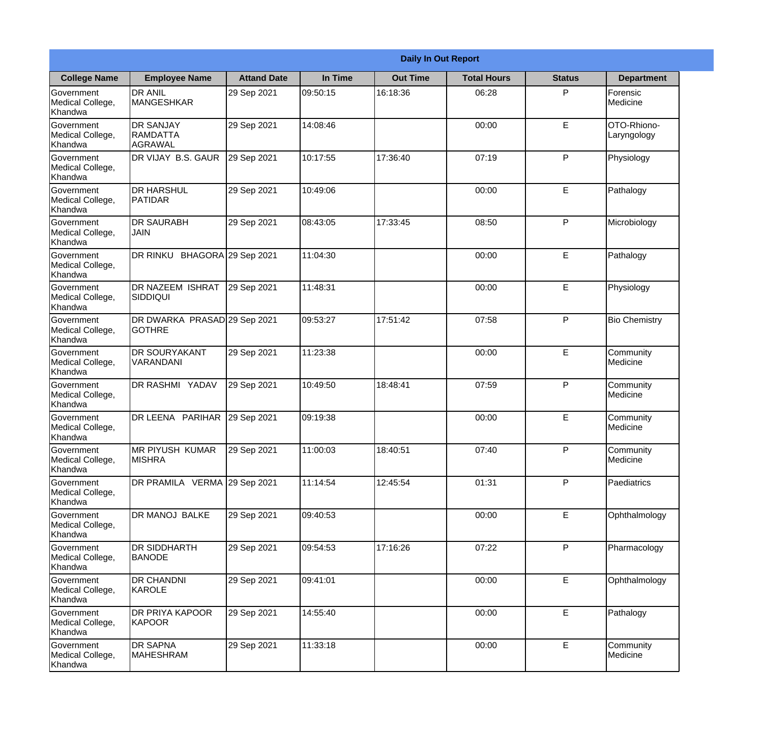| Daily In Out Report | | | | | | | |
|---|---|---|---|---|---|---|---|
| **College Name** | **Employee Name** | **Attand Date** | **In Time** | **Out Time** | **Total Hours** | **Status** | **Department** |
| Government Medical College, Khandwa | DR ANIL MANGESHKAR | 29 Sep 2021 | 09:50:15 | 16:18:36 | 06:28 | P | Forensic Medicine |
| Government Medical College, Khandwa | DR SANJAY RAMDATTA AGRAWAL | 29 Sep 2021 | 14:08:46 | | 00:00 | E | OTO-Rhiono-Laryngology |
| Government Medical College, Khandwa | DR VIJAY B.S. GAUR | 29 Sep 2021 | 10:17:55 | 17:36:40 | 07:19 | P | Physiology |
| Government Medical College, Khandwa | DR HARSHUL PATIDAR | 29 Sep 2021 | 10:49:06 | | 00:00 | E | Pathalogy |
| Government Medical College, Khandwa | DR SAURABH JAIN | 29 Sep 2021 | 08:43:05 | 17:33:45 | 08:50 | P | Microbiology |
| Government Medical College, Khandwa | DR RINKU BHAGORA | 29 Sep 2021 | 11:04:30 | | 00:00 | E | Pathalogy |
| Government Medical College, Khandwa | DR NAZEEM ISHRAT SIDDIQUI | 29 Sep 2021 | 11:48:31 | | 00:00 | E | Physiology |
| Government Medical College, Khandwa | DR DWARKA PRASAD GOTHRE | 29 Sep 2021 | 09:53:27 | 17:51:42 | 07:58 | P | Bio Chemistry |
| Government Medical College, Khandwa | DR SOURYAKANT VARANDANI | 29 Sep 2021 | 11:23:38 | | 00:00 | E | Community Medicine |
| Government Medical College, Khandwa | DR RASHMI YADAV | 29 Sep 2021 | 10:49:50 | 18:48:41 | 07:59 | P | Community Medicine |
| Government Medical College, Khandwa | DR LEENA PARIHAR | 29 Sep 2021 | 09:19:38 | | 00:00 | E | Community Medicine |
| Government Medical College, Khandwa | MR PIYUSH KUMAR MISHRA | 29 Sep 2021 | 11:00:03 | 18:40:51 | 07:40 | P | Community Medicine |
| Government Medical College, Khandwa | DR PRAMILA VERMA | 29 Sep 2021 | 11:14:54 | 12:45:54 | 01:31 | P | Paediatrics |
| Government Medical College, Khandwa | DR MANOJ BALKE | 29 Sep 2021 | 09:40:53 | | 00:00 | E | Ophthalmology |
| Government Medical College, Khandwa | DR SIDDHARTH BANODE | 29 Sep 2021 | 09:54:53 | 17:16:26 | 07:22 | P | Pharmacology |
| Government Medical College, Khandwa | DR CHANDNI KAROLE | 29 Sep 2021 | 09:41:01 | | 00:00 | E | Ophthalmology |
| Government Medical College, Khandwa | DR PRIYA KAPOOR KAPOOR | 29 Sep 2021 | 14:55:40 | | 00:00 | E | Pathalogy |
| Government Medical College, Khandwa | DR SAPNA MAHESHRAM | 29 Sep 2021 | 11:33:18 | | 00:00 | E | Community Medicine |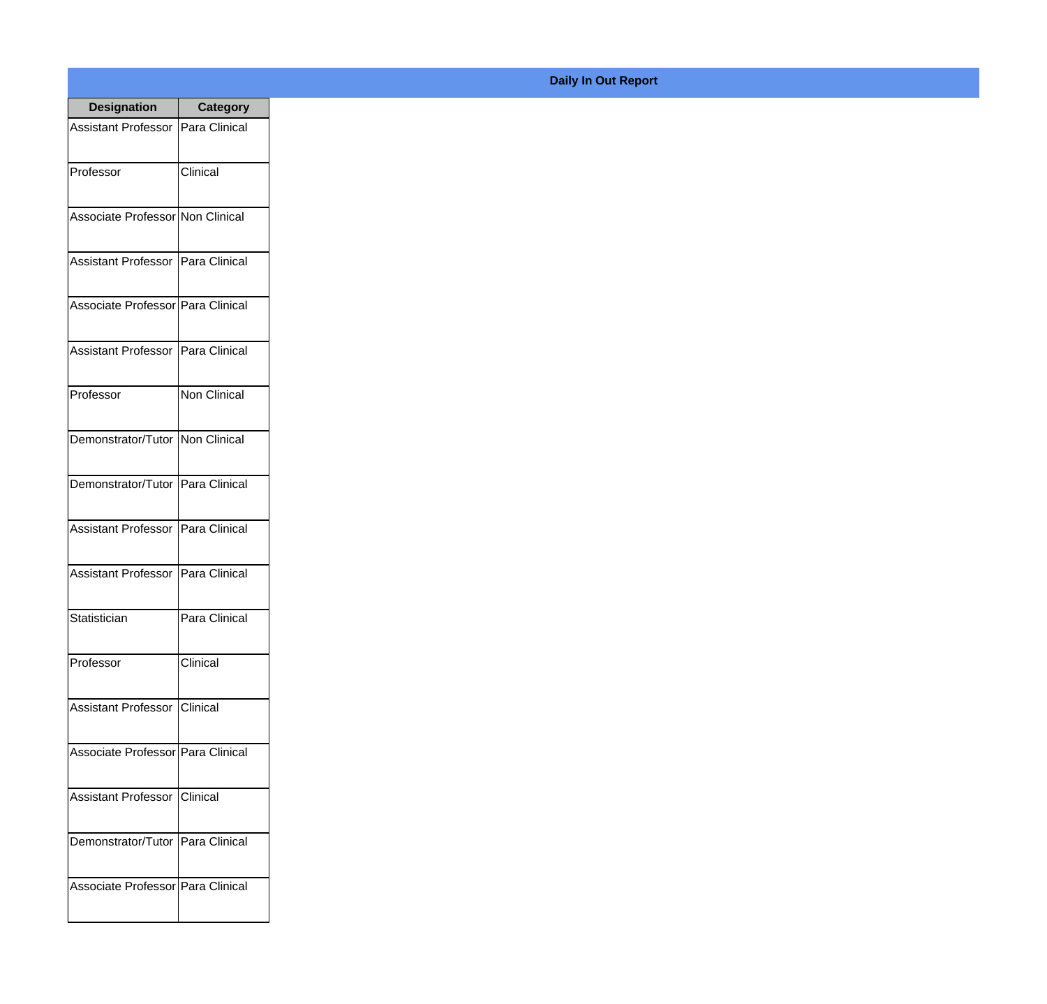**Daily In Out Report**

| Designation | Category |
|---|---|
| Assistant Professor | Para Clinical |
| Professor | Clinical |
| Associate Professor | Non Clinical |
| Assistant Professor | Para Clinical |
| Associate Professor | Para Clinical |
| Assistant Professor | Para Clinical |
| Professor | Non Clinical |
| Demonstrator/Tutor | Non Clinical |
| Demonstrator/Tutor | Para Clinical |
| Assistant Professor | Para Clinical |
| Assistant Professor | Para Clinical |
| Statistician | Para Clinical |
| Professor | Clinical |
| Assistant Professor | Clinical |
| Associate Professor | Para Clinical |
| Assistant Professor | Clinical |
| Demonstrator/Tutor | Para Clinical |
| Associate Professor | Para Clinical |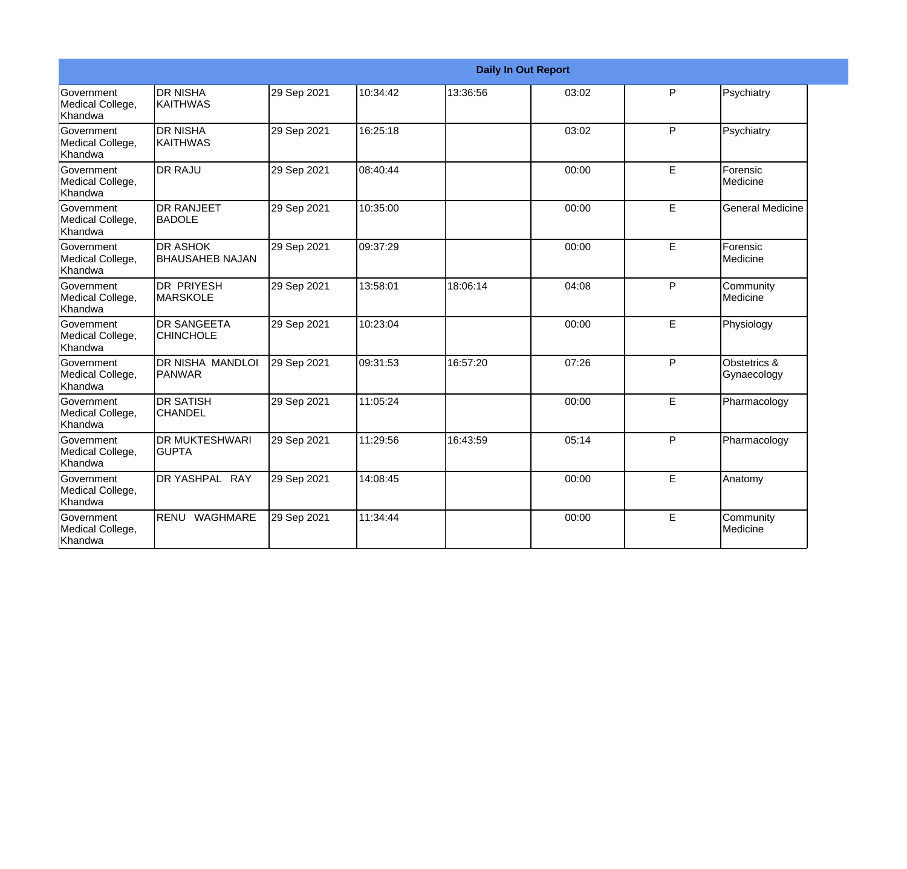**Daily In Out Report**

| | | | | | | | |
|---|---|---|---|---|---|---|---|
| Government Medical College, Khandwa | DR NISHA KAITHWAS | 29 Sep 2021 | 10:34:42 | 13:36:56 | 03:02 | P | Psychiatry |
| Government Medical College, Khandwa | DR NISHA KAITHWAS | 29 Sep 2021 | 16:25:18 | | 03:02 | P | Psychiatry |
| Government Medical College, Khandwa | DR RAJU | 29 Sep 2021 | 08:40:44 | | 00:00 | E | Forensic Medicine |
| Government Medical College, Khandwa | DR RANJEET BADOLE | 29 Sep 2021 | 10:35:00 | | 00:00 | E | General Medicine |
| Government Medical College, Khandwa | DR ASHOK BHAUSAHEB NAJAN | 29 Sep 2021 | 09:37:29 | | 00:00 | E | Forensic Medicine |
| Government Medical College, Khandwa | DR PRIYESH MARSKOLE | 29 Sep 2021 | 13:58:01 | 18:06:14 | 04:08 | P | Community Medicine |
| Government Medical College, Khandwa | DR SANGEETA CHINCHOLE | 29 Sep 2021 | 10:23:04 | | 00:00 | E | Physiology |
| Government Medical College, Khandwa | DR NISHA MANDLOI PANWAR | 29 Sep 2021 | 09:31:53 | 16:57:20 | 07:26 | P | Obstetrics & Gynaecology |
| Government Medical College, Khandwa | DR SATISH CHANDEL | 29 Sep 2021 | 11:05:24 | | 00:00 | E | Pharmacology |
| Government Medical College, Khandwa | DR MUKTESHWARI GUPTA | 29 Sep 2021 | 11:29:56 | 16:43:59 | 05:14 | P | Pharmacology |
| Government Medical College, Khandwa | DR YASHPAL RAY | 29 Sep 2021 | 14:08:45 | | 00:00 | E | Anatomy |
| Government Medical College, Khandwa | RENU WAGHMARE | 29 Sep 2021 | 11:34:44 | | 00:00 | E | Community Medicine |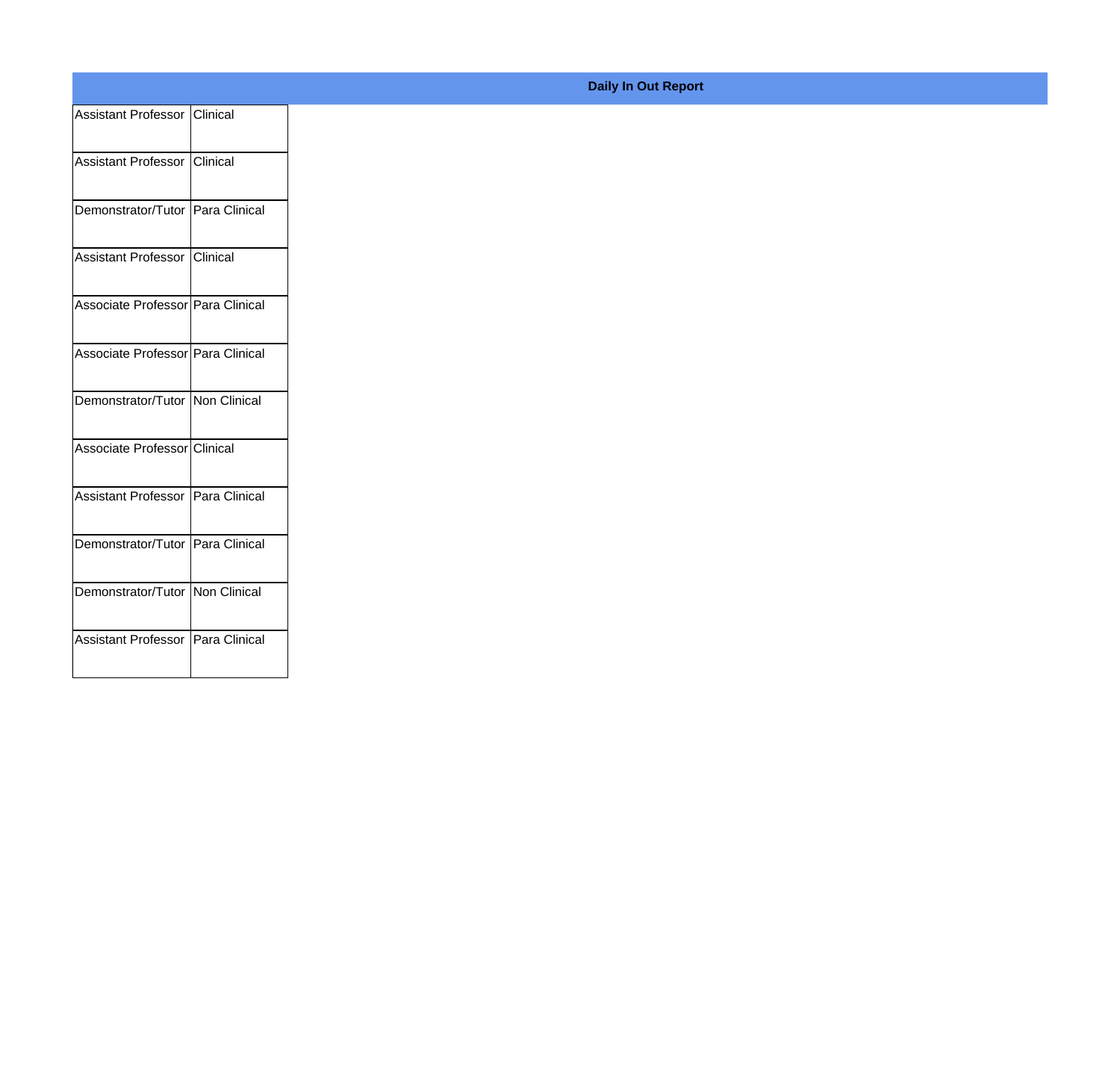**Daily In Out Report**

| | |
|---|---|
| Assistant Professor | Clinical |
| Assistant Professor | Clinical |
| Demonstrator/Tutor | Para Clinical |
| Assistant Professor | Clinical |
| Associate Professor | Para Clinical |
| Associate Professor | Para Clinical |
| Demonstrator/Tutor | Non Clinical |
| Associate Professor | Clinical |
| Assistant Professor | Para Clinical |
| Demonstrator/Tutor | Para Clinical |
| Demonstrator/Tutor | Non Clinical |
| Assistant Professor | Para Clinical |